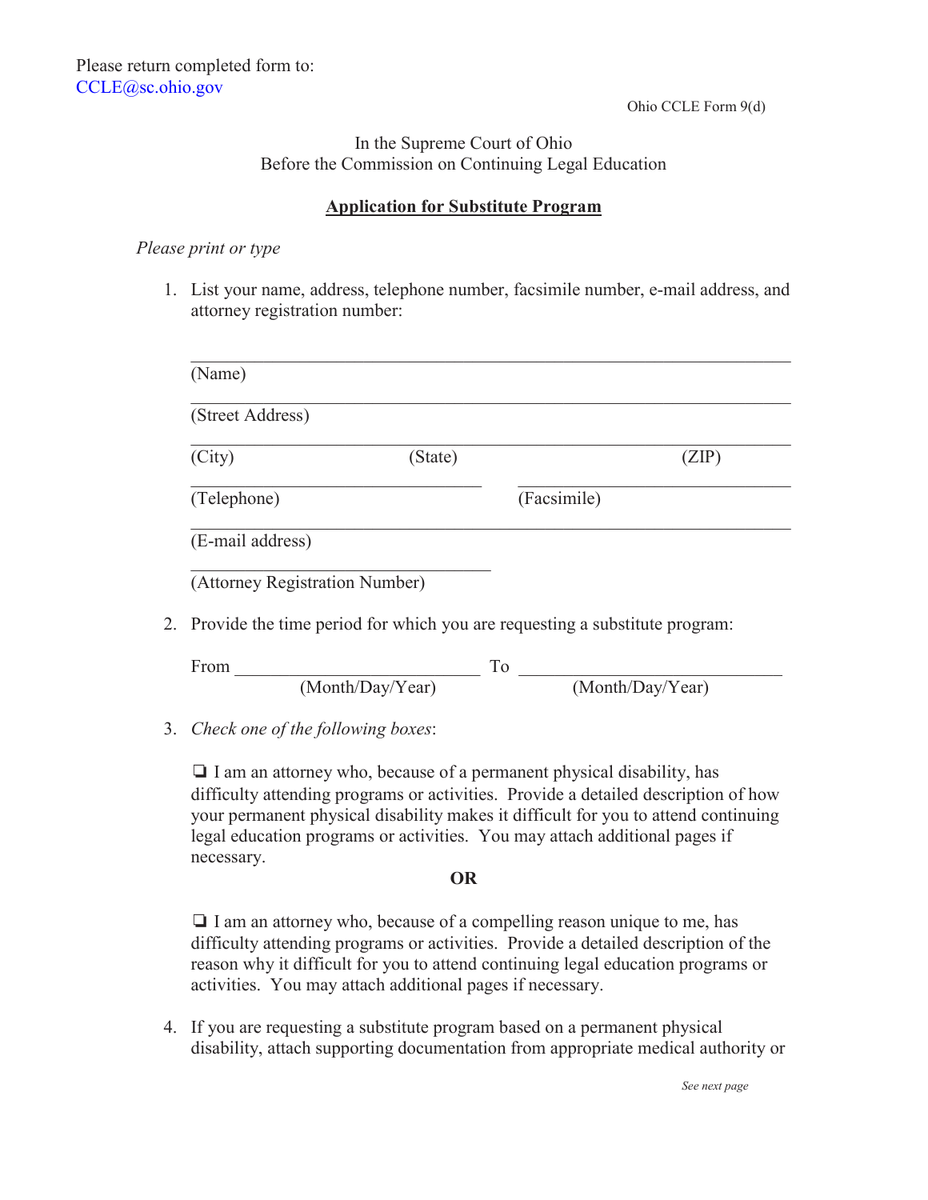Please return completed form to:
CCLE@sc.ohio.gov

Ohio CCLE Form 9(d)

In the Supreme Court of Ohio
Before the Commission on Continuing Legal Education

**Application for Substitute Program**

*Please print or type*

1. List your name, address, telephone number, facsimile number, e-mail address, and attorney registration number:

   ______________________________________________________________
   (Name)

   ______________________________________________________________
   (Street Address)

   ______________________________________________________________
   (City) (State) (ZIP)

   ______________________________ ______________________________
   (Telephone) (Facsimile)

   ______________________________________________________________
   (E-mail address)

   ______________________________
   (Attorney Registration Number)

2. Provide the time period for which you are requesting a substitute program:

   From ______________________ To ______________________
   (Month/Day/Year) (Month/Day/Year)

3. *Check one of the following boxes*:

   ❑ I am an attorney who, because of a permanent physical disability, has difficulty attending programs or activities. Provide a detailed description of how your permanent physical disability makes it difficult for you to attend continuing legal education programs or activities. You may attach additional pages if necessary.

   **OR**

   ❑ I am an attorney who, because of a compelling reason unique to me, has difficulty attending programs or activities. Provide a detailed description of the reason why it difficult for you to attend continuing legal education programs or activities. You may attach additional pages if necessary.

4. If you are requesting a substitute program based on a permanent physical disability, attach supporting documentation from appropriate medical authority or

*See next page*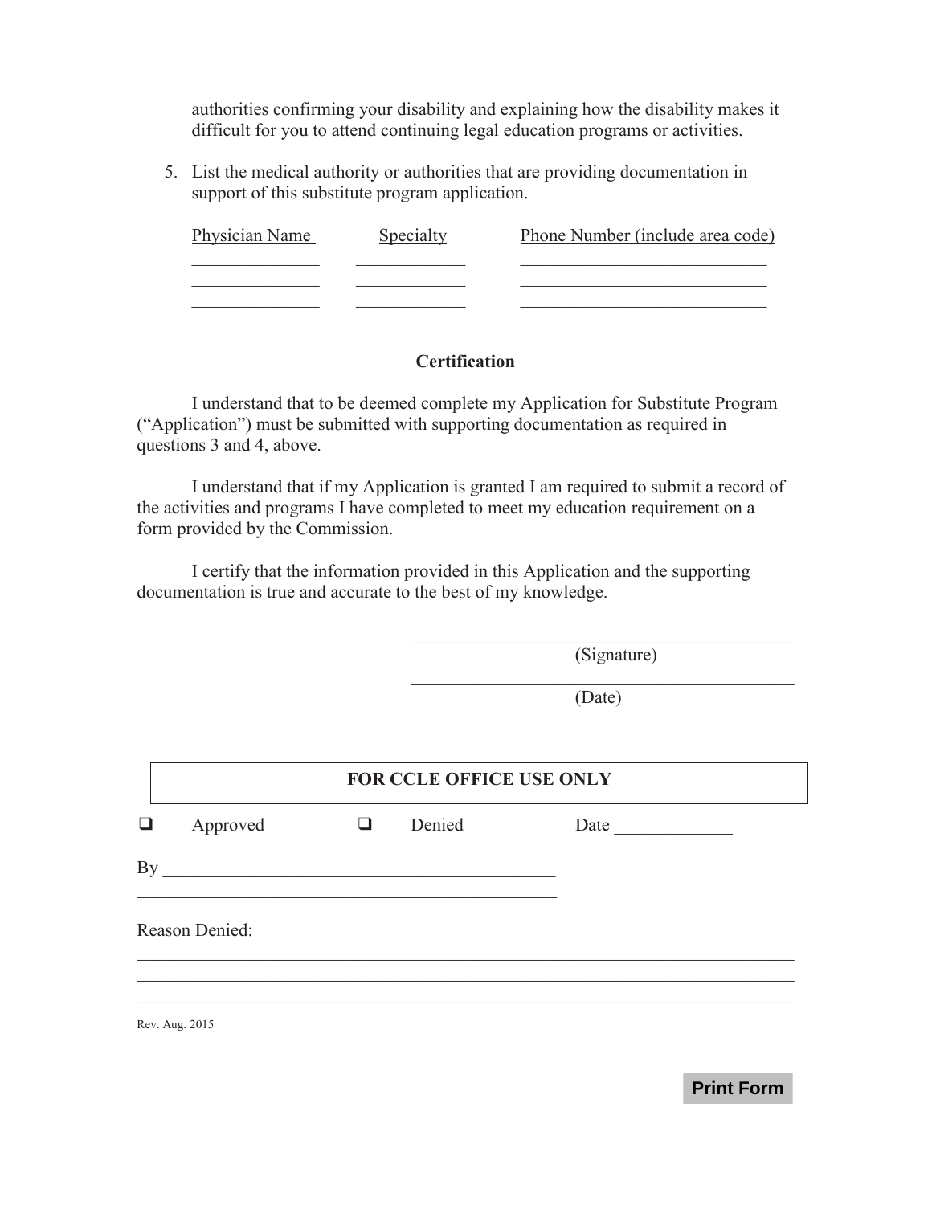authorities confirming your disability and explaining how the disability makes it difficult for you to attend continuing legal education programs or activities.

5. List the medical authority or authorities that are providing documentation in support of this substitute program application.

| Physician Name | Specialty | Phone Number (include area code) |
|---|---|---|
| | | |
| | | |
| | | |

## Certification

I understand that to be deemed complete my Application for Substitute Program ("Application") must be submitted with supporting documentation as required in questions 3 and 4, above.

I understand that if my Application is granted I am required to submit a record of the activities and programs I have completed to meet my education requirement on a form provided by the Commission.

I certify that the information provided in this Application and the supporting documentation is true and accurate to the best of my knowledge.

\_\_\_\_\_\_\_\_\_\_\_\_\_\_\_\_\_\_\_\_\_\_\_\_\_\_\_\_\_\_\_\_\_\_\_\_\_\_\_\_
(Signature)

\_\_\_\_\_\_\_\_\_\_\_\_\_\_\_\_\_\_\_\_\_\_\_\_\_\_\_\_\_\_\_\_\_\_\_\_\_\_\_\_
(Date)

**FOR CCLE OFFICE USE ONLY**

❑ Approved ❑ Denied Date \_\_\_\_\_\_\_\_\_\_\_\_\_

By \_\_\_\_\_\_\_\_\_\_\_\_\_\_\_\_\_\_\_\_\_\_\_\_\_\_\_\_\_\_\_\_\_\_\_\_\_\_\_\_

\_\_\_\_\_\_\_\_\_\_\_\_\_\_\_\_\_\_\_\_\_\_\_\_\_\_\_\_\_\_\_\_\_\_\_\_\_\_\_\_\_\_

Reason Denied:

\_\_\_\_\_\_\_\_\_\_\_\_\_\_\_\_\_\_\_\_\_\_\_\_\_\_\_\_\_\_\_\_\_\_\_\_\_\_\_\_\_\_\_\_\_\_\_\_\_\_\_\_\_\_\_\_\_\_\_\_\_\_\_\_\_\_\_\_\_\_
\_\_\_\_\_\_\_\_\_\_\_\_\_\_\_\_\_\_\_\_\_\_\_\_\_\_\_\_\_\_\_\_\_\_\_\_\_\_\_\_\_\_\_\_\_\_\_\_\_\_\_\_\_\_\_\_\_\_\_\_\_\_\_\_\_\_\_\_\_\_
\_\_\_\_\_\_\_\_\_\_\_\_\_\_\_\_\_\_\_\_\_\_\_\_\_\_\_\_\_\_\_\_\_\_\_\_\_\_\_\_\_\_\_\_\_\_\_\_\_\_\_\_\_\_\_\_\_\_\_\_\_\_\_\_\_\_\_\_\_\_

Rev. Aug. 2015

Print Form